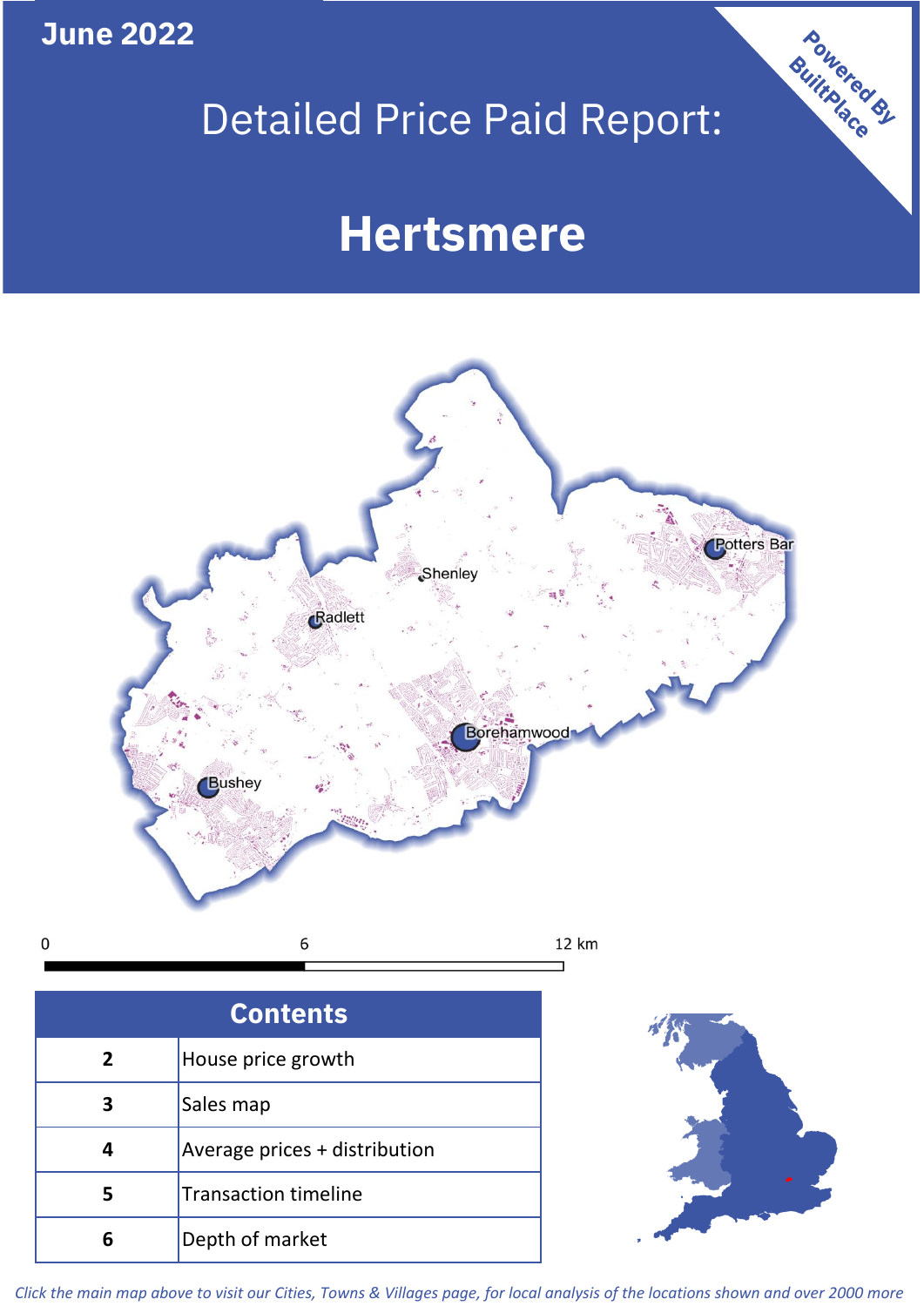June 2022

# Detailed Price Paid Report:

# Hertsmere

Powered By BuiltPlace

| Contents | |
|---|---|
| 2 | House price growth |
| 3 | Sales map |
| 4 | Average prices + distribution |
| 5 | Transaction timeline |
| 6 | Depth of market |

*Click the main map above to visit our Cities, Towns & Villages page, for local analysis of the locations shown and over 2000 more*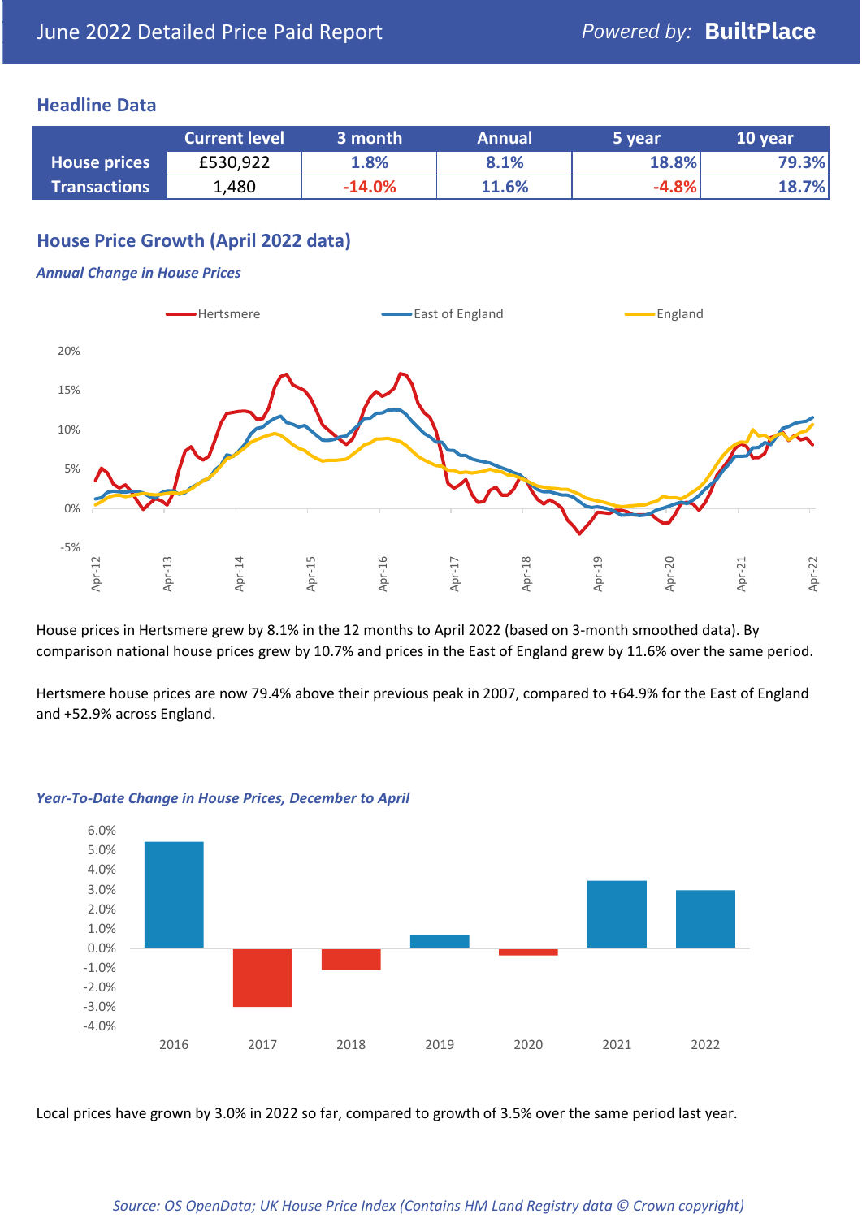June 2022 Detailed Price Paid Report

*Powered by:* **BuiltPlace**

## Headline Data

| | Current level | 3 month | Annual | 5 year | 10 year |
|---|---|---|---|---|---|
| **House prices** | £530,922 | 1.8% | 8.1% | 18.8% | 79.3% |
| **Transactions** | 1,480 | -14.0% | 11.6% | -4.8% | 18.7% |

## House Price Growth (April 2022 data)

***Annual Change in House Prices***

House prices in Hertsmere grew by 8.1% in the 12 months to April 2022 (based on 3-month smoothed data). By comparison national house prices grew by 10.7% and prices in the East of England grew by 11.6% over the same period.

Hertsmere house prices are now 79.4% above their previous peak in 2007, compared to +64.9% for the East of England and +52.9% across England.

***Year-To-Date Change in House Prices, December to April***

Local prices have grown by 3.0% in 2022 so far, compared to growth of 3.5% over the same period last year.

*Source: OS OpenData; UK House Price Index (Contains HM Land Registry data © Crown copyright)*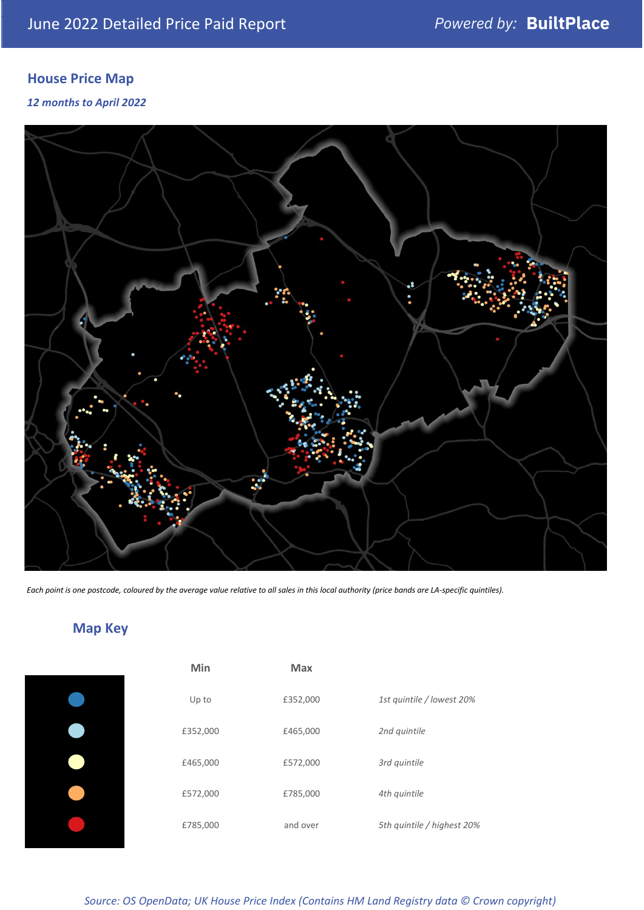## House Price Map

*12 months to April 2022*

*Each point is one postcode, coloured by the average value relative to all sales in this local authority (price bands are LA-specific quintiles).*

## Map Key

| | Min | Max | |
|---|---|---|---|
| | Up to | £352,000 | *1st quintile / lowest 20%* |
| | £352,000 | £465,000 | *2nd quintile* |
| | £465,000 | £572,000 | *3rd quintile* |
| | £572,000 | £785,000 | *4th quintile* |
| | £785,000 | and over | *5th quintile / highest 20%* |

*Source: OS OpenData; UK House Price Index (Contains HM Land Registry data © Crown copyright)*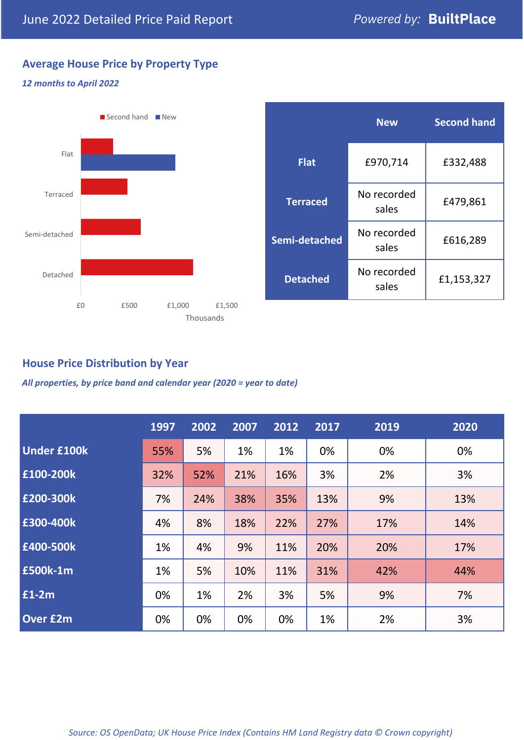June 2022 Detailed Price Paid Report

*Powered by:* **BuiltPlace**

## Average House Price by Property Type

***12 months to April 2022***

Second hand ■ New ■

Flat

Terraced

Semi-detached

Detached

£0 £500 £1,000 £1,500

Thousands

| | New | Second hand |
|---|---|---|
| **Flat** | £970,714 | £332,488 |
| **Terraced** | No recorded sales | £479,861 |
| **Semi-detached** | No recorded sales | £616,289 |
| **Detached** | No recorded sales | £1,153,327 |

## House Price Distribution by Year

***All properties, by price band and calendar year (2020 = year to date)***

| | 1997 | 2002 | 2007 | 2012 | 2017 | 2019 | 2020 |
|---|---|---|---|---|---|---|---|
| **Under £100k** | 55% | 5% | 1% | 1% | 0% | 0% | 0% |
| **£100-200k** | 32% | 52% | 21% | 16% | 3% | 2% | 3% |
| **£200-300k** | 7% | 24% | 38% | 35% | 13% | 9% | 13% |
| **£300-400k** | 4% | 8% | 18% | 22% | 27% | 17% | 14% |
| **£400-500k** | 1% | 4% | 9% | 11% | 20% | 20% | 17% |
| **£500k-1m** | 1% | 5% | 10% | 11% | 31% | 42% | 44% |
| **£1-2m** | 0% | 1% | 2% | 3% | 5% | 9% | 7% |
| **Over £2m** | 0% | 0% | 0% | 0% | 1% | 2% | 3% |

*Source: OS OpenData; UK House Price Index (Contains HM Land Registry data © Crown copyright)*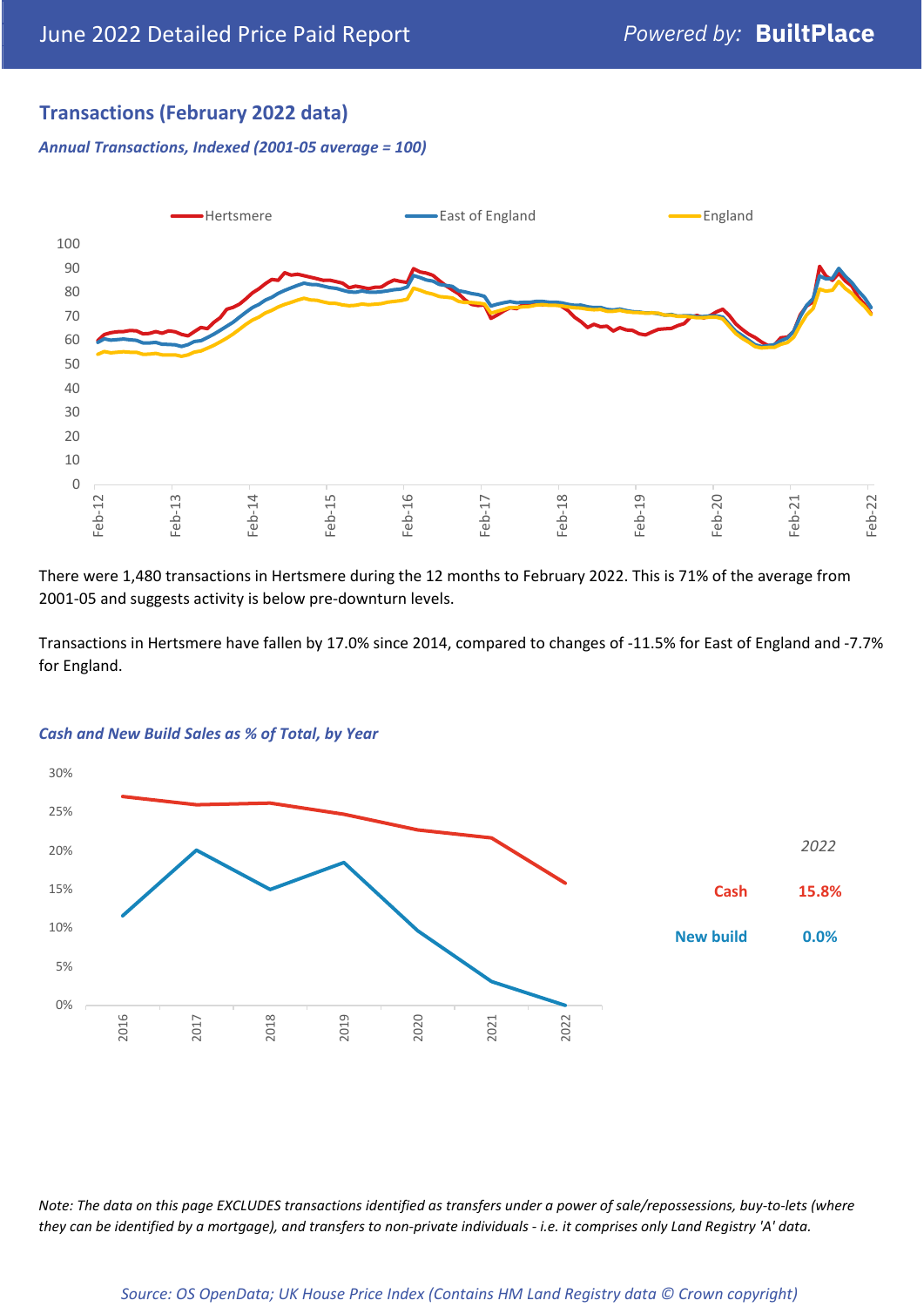## Transactions (February 2022 data)

*Annual Transactions, Indexed (2001-05 average = 100)*

There were 1,480 transactions in Hertsmere during the 12 months to February 2022. This is 71% of the average from 2001-05 and suggests activity is below pre-downturn levels.

Transactions in Hertsmere have fallen by 17.0% since 2014, compared to changes of -11.5% for East of England and -7.7% for England.

*Cash and New Build Sales as % of Total, by Year*

| 2022 | |
|---|---|
| Cash | 15.8% |
| New build | 0.0% |

*Note: The data on this page EXCLUDES transactions identified as transfers under a power of sale/repossessions, buy-to-lets (where they can be identified by a mortgage), and transfers to non-private individuals - i.e. it comprises only Land Registry 'A' data.*

*Source: OS OpenData; UK House Price Index (Contains HM Land Registry data © Crown copyright)*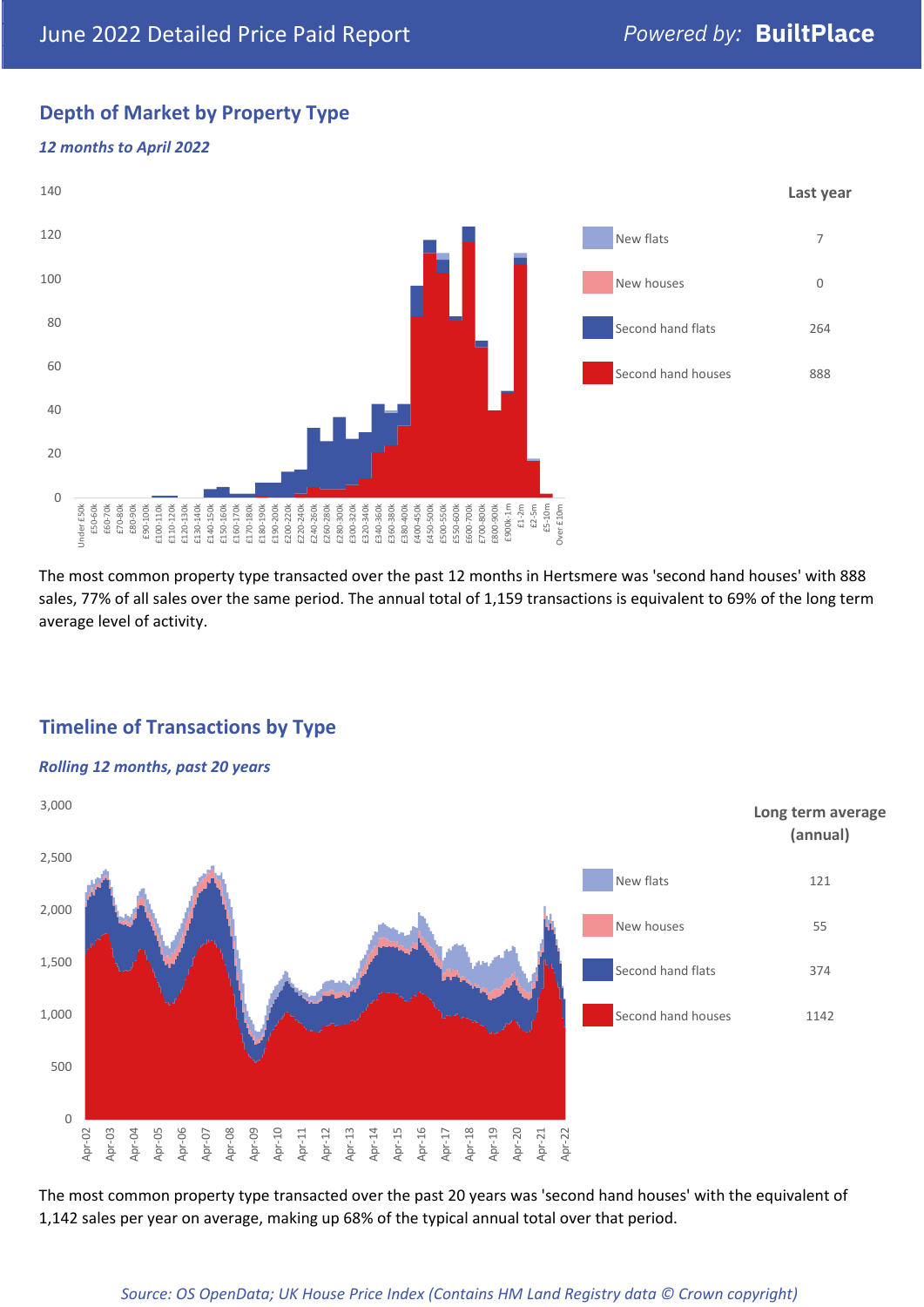June 2022 Detailed Price Paid Report

Powered by: **BuiltPlace**

## Depth of Market by Property Type

*12 months to April 2022*

140
120
100
80
60
40
20
0

Under £50k, £50-60k, £60-70k, £70-80k, £80-90k, £90-100k, £100-110k, £110-120k, £120-130k, £130-140k, £140-150k, £150-160k, £160-170k, £170-180k, £180-190k, £190-200k, £200-220k, £220-240k, £240-260k, £260-280k, £280-300k, £300-320k, £320-340k, £340-360k, £360-380k, £380-400k, £400-450k, £450-500k, £500-550k, £550-600k, £600-700k, £700-800k, £800-900k, £900k-1m, £1-2m, £2-5m, £5-10m, Over £10m

Last year

New flats 7
New houses 0
Second hand flats 264
Second hand houses 888

The most common property type transacted over the past 12 months in Hertsmere was 'second hand houses' with 888 sales, 77% of all sales over the same period. The annual total of 1,159 transactions is equivalent to 69% of the long term average level of activity.

## Timeline of Transactions by Type

*Rolling 12 months, past 20 years*

3,000
2,500
2,000
1,500
1,000
500
0

Apr-02, Apr-03, Apr-04, Apr-05, Apr-06, Apr-07, Apr-08, Apr-09, Apr-10, Apr-11, Apr-12, Apr-13, Apr-14, Apr-15, Apr-16, Apr-17, Apr-18, Apr-19, Apr-20, Apr-21, Apr-22

Long term average (annual)

New flats 121
New houses 55
Second hand flats 374
Second hand houses 1142

The most common property type transacted over the past 20 years was 'second hand houses' with the equivalent of 1,142 sales per year on average, making up 68% of the typical annual total over that period.

*Source: OS OpenData; UK House Price Index (Contains HM Land Registry data © Crown copyright)*